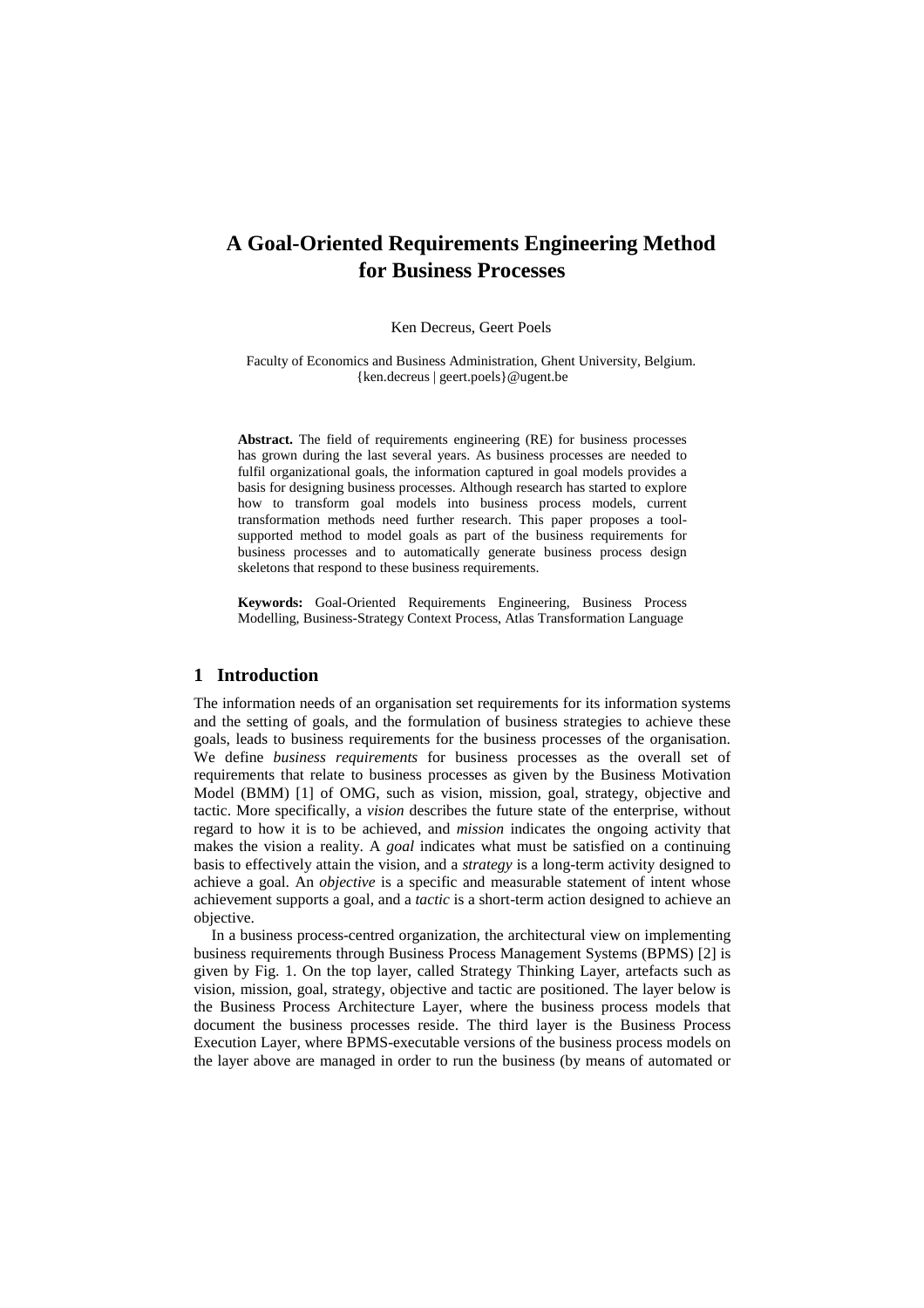# A Goal-Oriented Requirements Engineering Method for Business Processes

Ken Decreus, Geert Poels

Faculty of Economics and Business Administration, Ghent University, Belgium.
{ken.decreus | geert.poels}@ugent.be

**Abstract.** The field of requirements engineering (RE) for business processes has grown during the last several years. As business processes are needed to fulfil organizational goals, the information captured in goal models provides a basis for designing business processes. Although research has started to explore how to transform goal models into business process models, current transformation methods need further research. This paper proposes a tool-supported method to model goals as part of the business requirements for business processes and to automatically generate business process design skeletons that respond to these business requirements.

**Keywords:** Goal-Oriented Requirements Engineering, Business Process Modelling, Business-Strategy Context Process, Atlas Transformation Language

## 1 Introduction

The information needs of an organisation set requirements for its information systems and the setting of goals, and the formulation of business strategies to achieve these goals, leads to business requirements for the business processes of the organisation. We define *business requirements* for business processes as the overall set of requirements that relate to business processes as given by the Business Motivation Model (BMM) [1] of OMG, such as vision, mission, goal, strategy, objective and tactic. More specifically, a *vision* describes the future state of the enterprise, without regard to how it is to be achieved, and *mission* indicates the ongoing activity that makes the vision a reality. A *goal* indicates what must be satisfied on a continuing basis to effectively attain the vision, and a *strategy* is a long-term activity designed to achieve a goal. An *objective* is a specific and measurable statement of intent whose achievement supports a goal, and a *tactic* is a short-term action designed to achieve an objective.

In a business process-centred organization, the architectural view on implementing business requirements through Business Process Management Systems (BPMS) [2] is given by Fig. 1. On the top layer, called Strategy Thinking Layer, artefacts such as vision, mission, goal, strategy, objective and tactic are positioned. The layer below is the Business Process Architecture Layer, where the business process models that document the business processes reside. The third layer is the Business Process Execution Layer, where BPMS-executable versions of the business process models on the layer above are managed in order to run the business (by means of automated or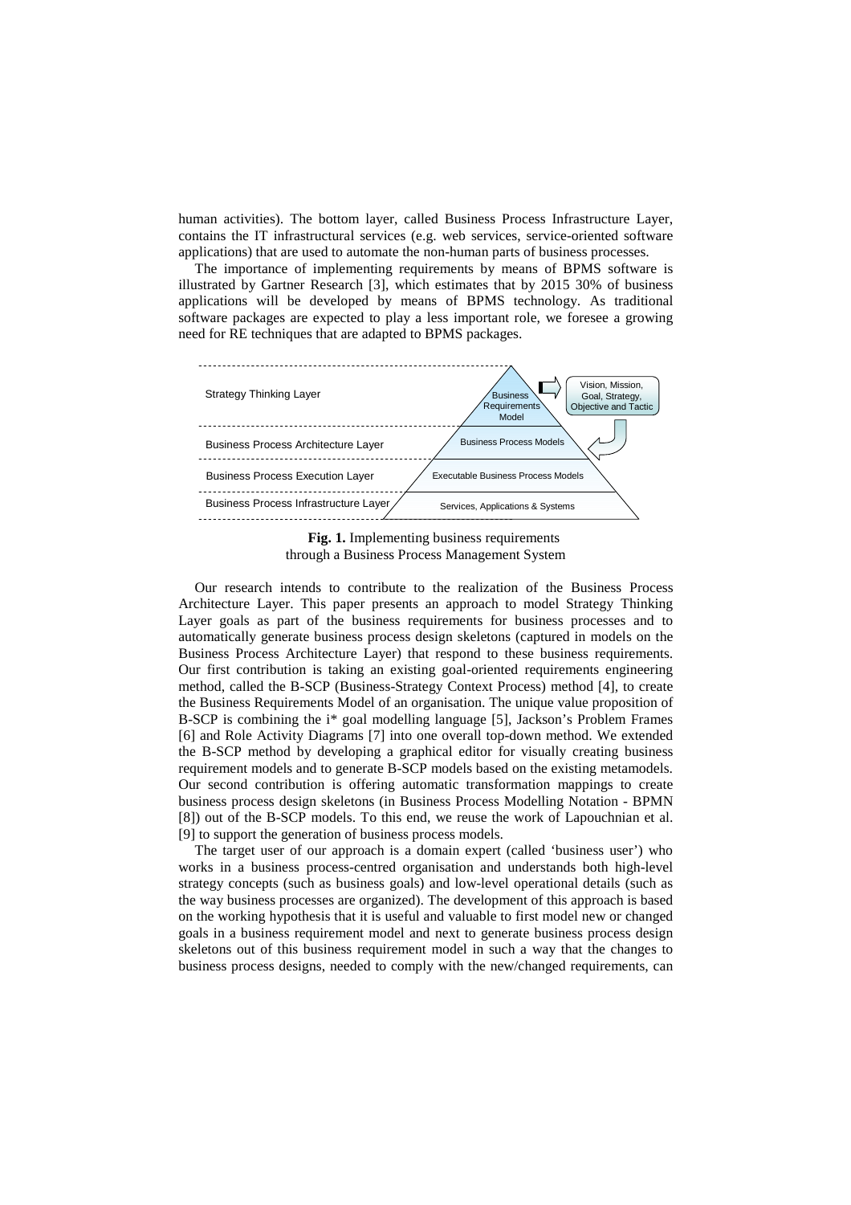human activities). The bottom layer, called Business Process Infrastructure Layer, contains the IT infrastructural services (e.g. web services, service-oriented software applications) that are used to automate the non-human parts of business processes.

The importance of implementing requirements by means of BPMS software is illustrated by Gartner Research [3], which estimates that by 2015 30% of business applications will be developed by means of BPMS technology. As traditional software packages are expected to play a less important role, we foresee a growing need for RE techniques that are adapted to BPMS packages.

| Layer | Content |
|---|---|
| Strategy Thinking Layer | Business Requirements Model (← Vision, Mission, Goal, Strategy, Objective and Tactic) |
| Business Process Architecture Layer | Business Process Models |
| Business Process Execution Layer | Executable Business Process Models |
| Business Process Infrastructure Layer | Services, Applications & Systems |

**Fig. 1.** Implementing business requirements through a Business Process Management System

Our research intends to contribute to the realization of the Business Process Architecture Layer. This paper presents an approach to model Strategy Thinking Layer goals as part of the business requirements for business processes and to automatically generate business process design skeletons (captured in models on the Business Process Architecture Layer) that respond to these business requirements. Our first contribution is taking an existing goal-oriented requirements engineering method, called the B-SCP (Business-Strategy Context Process) method [4], to create the Business Requirements Model of an organisation. The unique value proposition of B-SCP is combining the i* goal modelling language [5], Jackson's Problem Frames [6] and Role Activity Diagrams [7] into one overall top-down method. We extended the B-SCP method by developing a graphical editor for visually creating business requirement models and to generate B-SCP models based on the existing metamodels. Our second contribution is offering automatic transformation mappings to create business process design skeletons (in Business Process Modelling Notation - BPMN [8]) out of the B-SCP models. To this end, we reuse the work of Lapouchnian et al. [9] to support the generation of business process models.

The target user of our approach is a domain expert (called 'business user') who works in a business process-centred organisation and understands both high-level strategy concepts (such as business goals) and low-level operational details (such as the way business processes are organized). The development of this approach is based on the working hypothesis that it is useful and valuable to first model new or changed goals in a business requirement model and next to generate business process design skeletons out of this business requirement model in such a way that the changes to business process designs, needed to comply with the new/changed requirements, can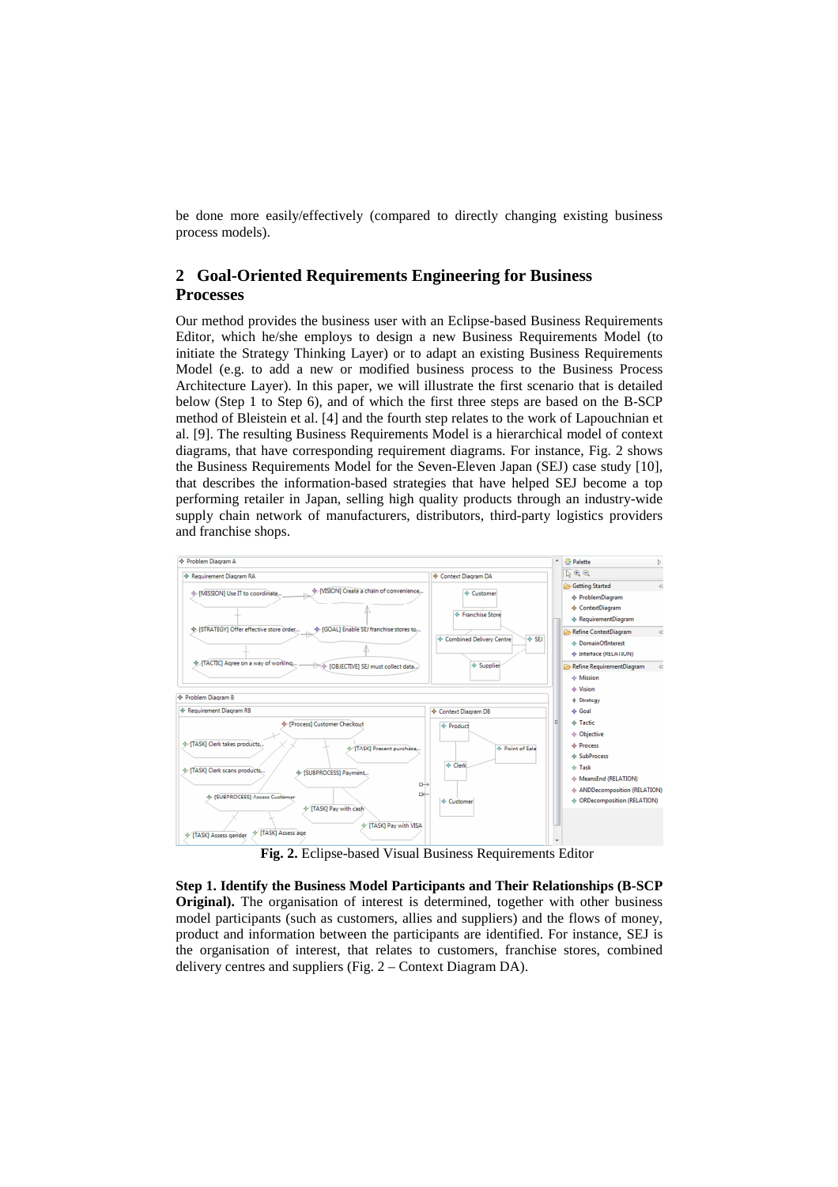be done more easily/effectively (compared to directly changing existing business process models).

## 2 Goal-Oriented Requirements Engineering for Business Processes

Our method provides the business user with an Eclipse-based Business Requirements Editor, which he/she employs to design a new Business Requirements Model (to initiate the Strategy Thinking Layer) or to adapt an existing Business Requirements Model (e.g. to add a new or modified business process to the Business Process Architecture Layer). In this paper, we will illustrate the first scenario that is detailed below (Step 1 to Step 6), and of which the first three steps are based on the B-SCP method of Bleistein et al. [4] and the fourth step relates to the work of Lapouchnian et al. [9]. The resulting Business Requirements Model is a hierarchical model of context diagrams, that have corresponding requirement diagrams. For instance, Fig. 2 shows the Business Requirements Model for the Seven-Eleven Japan (SEJ) case study [10], that describes the information-based strategies that have helped SEJ become a top performing retailer in Japan, selling high quality products through an industry-wide supply chain network of manufacturers, distributors, third-party logistics providers and franchise shops.

**Fig. 2.** Eclipse-based Visual Business Requirements Editor

**Step 1. Identify the Business Model Participants and Their Relationships (B-SCP Original).** The organisation of interest is determined, together with other business model participants (such as customers, allies and suppliers) and the flows of money, product and information between the participants are identified. For instance, SEJ is the organisation of interest, that relates to customers, franchise stores, combined delivery centres and suppliers (Fig. 2 – Context Diagram DA).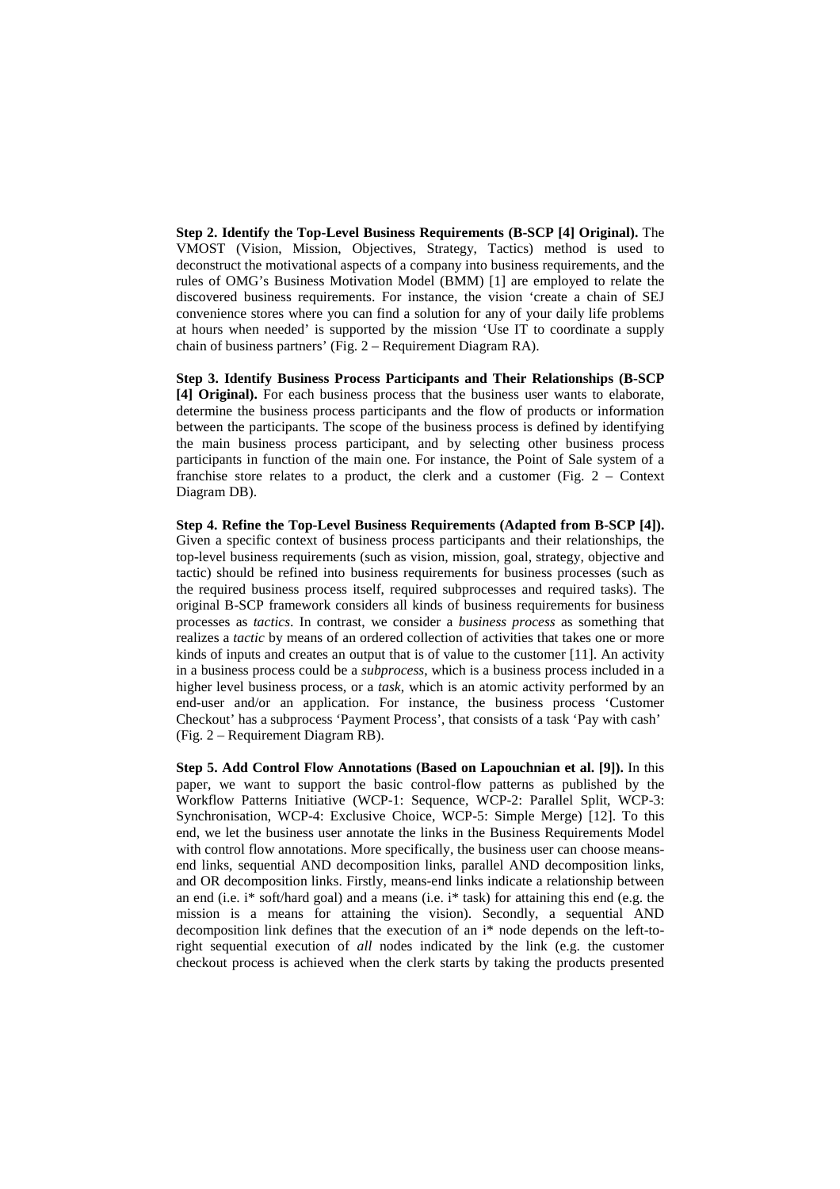**Step 2. Identify the Top-Level Business Requirements (B-SCP [4] Original).** The VMOST (Vision, Mission, Objectives, Strategy, Tactics) method is used to deconstruct the motivational aspects of a company into business requirements, and the rules of OMG's Business Motivation Model (BMM) [1] are employed to relate the discovered business requirements. For instance, the vision 'create a chain of SEJ convenience stores where you can find a solution for any of your daily life problems at hours when needed' is supported by the mission 'Use IT to coordinate a supply chain of business partners' (Fig. 2 – Requirement Diagram RA).

**Step 3. Identify Business Process Participants and Their Relationships (B-SCP [4] Original).** For each business process that the business user wants to elaborate, determine the business process participants and the flow of products or information between the participants. The scope of the business process is defined by identifying the main business process participant, and by selecting other business process participants in function of the main one. For instance, the Point of Sale system of a franchise store relates to a product, the clerk and a customer (Fig. 2 – Context Diagram DB).

**Step 4. Refine the Top-Level Business Requirements (Adapted from B-SCP [4]).** Given a specific context of business process participants and their relationships, the top-level business requirements (such as vision, mission, goal, strategy, objective and tactic) should be refined into business requirements for business processes (such as the required business process itself, required subprocesses and required tasks). The original B-SCP framework considers all kinds of business requirements for business processes as *tactics*. In contrast, we consider a *business process* as something that realizes a *tactic* by means of an ordered collection of activities that takes one or more kinds of inputs and creates an output that is of value to the customer [11]. An activity in a business process could be a *subprocess*, which is a business process included in a higher level business process, or a *task*, which is an atomic activity performed by an end-user and/or an application. For instance, the business process 'Customer Checkout' has a subprocess 'Payment Process', that consists of a task 'Pay with cash' (Fig. 2 – Requirement Diagram RB).

**Step 5. Add Control Flow Annotations (Based on Lapouchnian et al. [9]).** In this paper, we want to support the basic control-flow patterns as published by the Workflow Patterns Initiative (WCP-1: Sequence, WCP-2: Parallel Split, WCP-3: Synchronisation, WCP-4: Exclusive Choice, WCP-5: Simple Merge) [12]. To this end, we let the business user annotate the links in the Business Requirements Model with control flow annotations. More specifically, the business user can choose means-end links, sequential AND decomposition links, parallel AND decomposition links, and OR decomposition links. Firstly, means-end links indicate a relationship between an end (i.e. i* soft/hard goal) and a means (i.e. i* task) for attaining this end (e.g. the mission is a means for attaining the vision). Secondly, a sequential AND decomposition link defines that the execution of an i* node depends on the left-to-right sequential execution of *all* nodes indicated by the link (e.g. the customer checkout process is achieved when the clerk starts by taking the products presented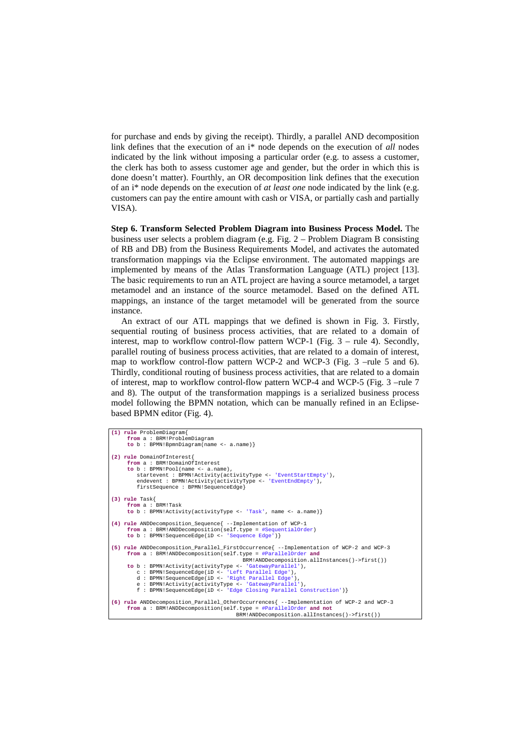for purchase and ends by giving the receipt). Thirdly, a parallel AND decomposition link defines that the execution of an i* node depends on the execution of *all* nodes indicated by the link without imposing a particular order (e.g. to assess a customer, the clerk has both to assess customer age and gender, but the order in which this is done doesn't matter). Fourthly, an OR decomposition link defines that the execution of an i* node depends on the execution of *at least one* node indicated by the link (e.g. customers can pay the entire amount with cash or VISA, or partially cash and partially VISA).

**Step 6. Transform Selected Problem Diagram into Business Process Model.** The business user selects a problem diagram (e.g. Fig. 2 – Problem Diagram B consisting of RB and DB) from the Business Requirements Model, and activates the automated transformation mappings via the Eclipse environment. The automated mappings are implemented by means of the Atlas Transformation Language (ATL) project [13]. The basic requirements to run an ATL project are having a source metamodel, a target metamodel and an instance of the source metamodel. Based on the defined ATL mappings, an instance of the target metamodel will be generated from the source instance.

An extract of our ATL mappings that we defined is shown in Fig. 3. Firstly, sequential routing of business process activities, that are related to a domain of interest, map to workflow control-flow pattern WCP-1 (Fig. 3 – rule 4). Secondly, parallel routing of business process activities, that are related to a domain of interest, map to workflow control-flow pattern WCP-2 and WCP-3 (Fig. 3 –rule 5 and 6). Thirdly, conditional routing of business process activities, that are related to a domain of interest, map to workflow control-flow pattern WCP-4 and WCP-5 (Fig. 3 –rule 7 and 8). The output of the transformation mappings is a serialized business process model following the BPMN notation, which can be manually refined in an Eclipse-based BPMN editor (Fig. 4).

```
(1) rule ProblemDiagram{
     from a : BRM!ProblemDiagram
     to b : BPMN!BpmnDiagram(name <- a.name)}

(2) rule DomainOfInterest{
     from a : BRM!DomainOfInterest
     to b : BPMN!Pool(name <- a.name),
        startevent : BPMN!Activity(activityType <- 'EventStartEmpty'),
        endevent : BPMN!Activity(activityType <- 'EventEndEmpty'),
        firstSequence : BPMN!SequenceEdge}

(3) rule Task{
     from a : BRM!Task
     to b : BPMN!Activity(activityType <- 'Task', name <- a.name)}

(4) rule ANDDecomposition_Sequence{ --Implementation of WCP-1
     from a : BRM!ANDDecomposition(self.type = #SequentialOrder)
     to b : BPMN!SequenceEdge(iD <- 'Sequence Edge')}

(5) rule ANDDecomposition_Parallel_FirstOccurrence{ --Implementation of WCP-2 and WCP-3
     from a : BRM!ANDDecomposition(self.type = #ParallelOrder and
                                     BRM!ANDDecomposition.allInstances()->first())
     to b : BPMN!Activity(activityType <- 'GatewayParallel'),
        c : BPMN!SequenceEdge(iD <- 'Left Parallel Edge'),
        d : BPMN!SequenceEdge(iD <- 'Right Parallel Edge'),
        e : BPMN!Activity(activityType <- 'GatewayParallel'),
        f : BPMN!SequenceEdge(iD <- 'Edge Closing Parallel Construction')}

(6) rule ANDDecomposition_Parallel_OtherOccurrences{ --Implementation of WCP-2 and WCP-3
     from a : BRM!ANDDecomposition(self.type = #ParallelOrder and not
                                     BRM!ANDDecomposition.allInstances()->first())
```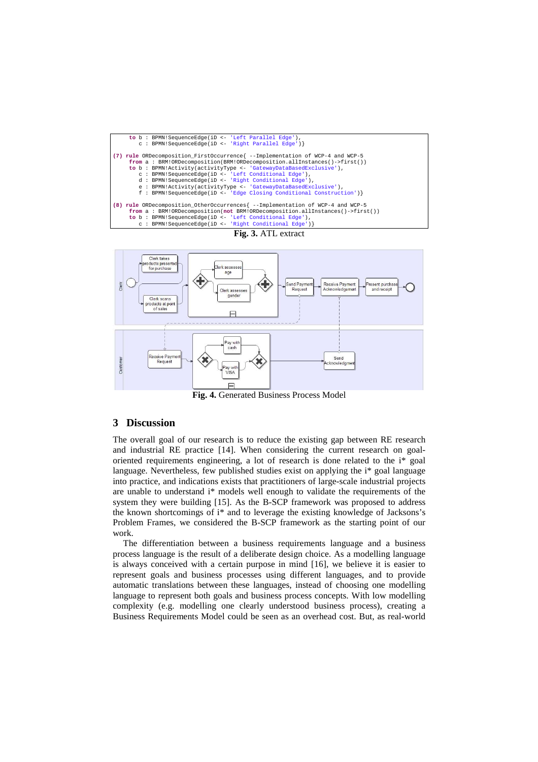```
      to b : BPMN!SequenceEdge(iD <- 'Left Parallel Edge'),
         c : BPMN!SequenceEdge(iD <- 'Right Parallel Edge')}

(7) rule ORDecomposition_FirstOccurrence{ --Implementation of WCP-4 and WCP-5
      from a : BRM!ORDecomposition(BRM!ORDecomposition.allInstances()->first())
      to b : BPMN!Activity(activityType <- 'GatewayDataBasedExclusive'),
         c : BPMN!SequenceEdge(iD <- 'Left Conditional Edge'),
         d : BPMN!SequenceEdge(iD <- 'Right Conditional Edge'),
         e : BPMN!Activity(activityType <- 'GatewayDataBasedExclusive'),
         f : BPMN!SequenceEdge(iD <- 'Edge Closing Conditional Construction')}

(8) rule ORDecomposition_OtherOccurrences{ --Implementation of WCP-4 and WCP-5
      from a : BRM!ORDecomposition(not BRM!ORDecomposition.allInstances()->first())
      to b : BPMN!SequenceEdge(iD <- 'Left Conditional Edge'),
         c : BPMN!SequenceEdge(iD <- 'Right Conditional Edge')}
```

**Fig. 3.** ATL extract

**Fig. 4.** Generated Business Process Model

## 3 Discussion

The overall goal of our research is to reduce the existing gap between RE research and industrial RE practice [14]. When considering the current research on goal-oriented requirements engineering, a lot of research is done related to the i* goal language. Nevertheless, few published studies exist on applying the i* goal language into practice, and indications exists that practitioners of large-scale industrial projects are unable to understand i* models well enough to validate the requirements of the system they were building [15]. As the B-SCP framework was proposed to address the known shortcomings of i* and to leverage the existing knowledge of Jacksons's Problem Frames, we considered the B-SCP framework as the starting point of our work.

The differentiation between a business requirements language and a business process language is the result of a deliberate design choice. As a modelling language is always conceived with a certain purpose in mind [16], we believe it is easier to represent goals and business processes using different languages, and to provide automatic translations between these languages, instead of choosing one modelling language to represent both goals and business process concepts. With low modelling complexity (e.g. modelling one clearly understood business process), creating a Business Requirements Model could be seen as an overhead cost. But, as real-world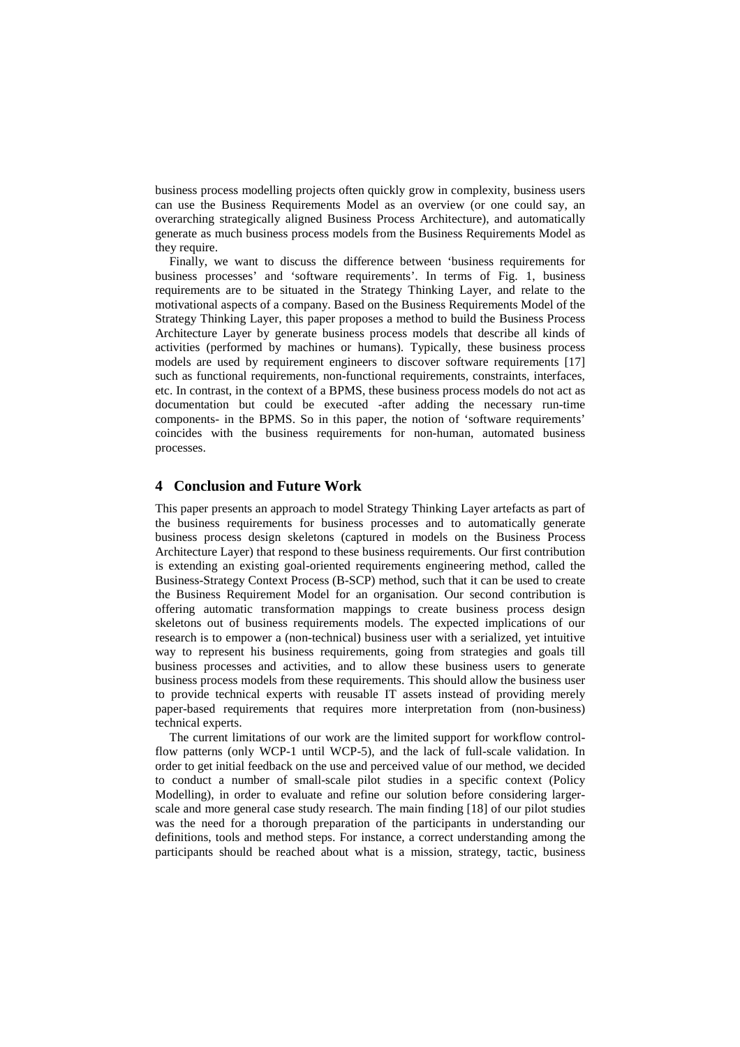business process modelling projects often quickly grow in complexity, business users can use the Business Requirements Model as an overview (or one could say, an overarching strategically aligned Business Process Architecture), and automatically generate as much business process models from the Business Requirements Model as they require.

Finally, we want to discuss the difference between 'business requirements for business processes' and 'software requirements'. In terms of Fig. 1, business requirements are to be situated in the Strategy Thinking Layer, and relate to the motivational aspects of a company. Based on the Business Requirements Model of the Strategy Thinking Layer, this paper proposes a method to build the Business Process Architecture Layer by generate business process models that describe all kinds of activities (performed by machines or humans). Typically, these business process models are used by requirement engineers to discover software requirements [17] such as functional requirements, non-functional requirements, constraints, interfaces, etc. In contrast, in the context of a BPMS, these business process models do not act as documentation but could be executed -after adding the necessary run-time components- in the BPMS. So in this paper, the notion of 'software requirements' coincides with the business requirements for non-human, automated business processes.

## 4 Conclusion and Future Work

This paper presents an approach to model Strategy Thinking Layer artefacts as part of the business requirements for business processes and to automatically generate business process design skeletons (captured in models on the Business Process Architecture Layer) that respond to these business requirements. Our first contribution is extending an existing goal-oriented requirements engineering method, called the Business-Strategy Context Process (B-SCP) method, such that it can be used to create the Business Requirement Model for an organisation. Our second contribution is offering automatic transformation mappings to create business process design skeletons out of business requirements models. The expected implications of our research is to empower a (non-technical) business user with a serialized, yet intuitive way to represent his business requirements, going from strategies and goals till business processes and activities, and to allow these business users to generate business process models from these requirements. This should allow the business user to provide technical experts with reusable IT assets instead of providing merely paper-based requirements that requires more interpretation from (non-business) technical experts.

The current limitations of our work are the limited support for workflow control-flow patterns (only WCP-1 until WCP-5), and the lack of full-scale validation. In order to get initial feedback on the use and perceived value of our method, we decided to conduct a number of small-scale pilot studies in a specific context (Policy Modelling), in order to evaluate and refine our solution before considering larger-scale and more general case study research. The main finding [18] of our pilot studies was the need for a thorough preparation of the participants in understanding our definitions, tools and method steps. For instance, a correct understanding among the participants should be reached about what is a mission, strategy, tactic, business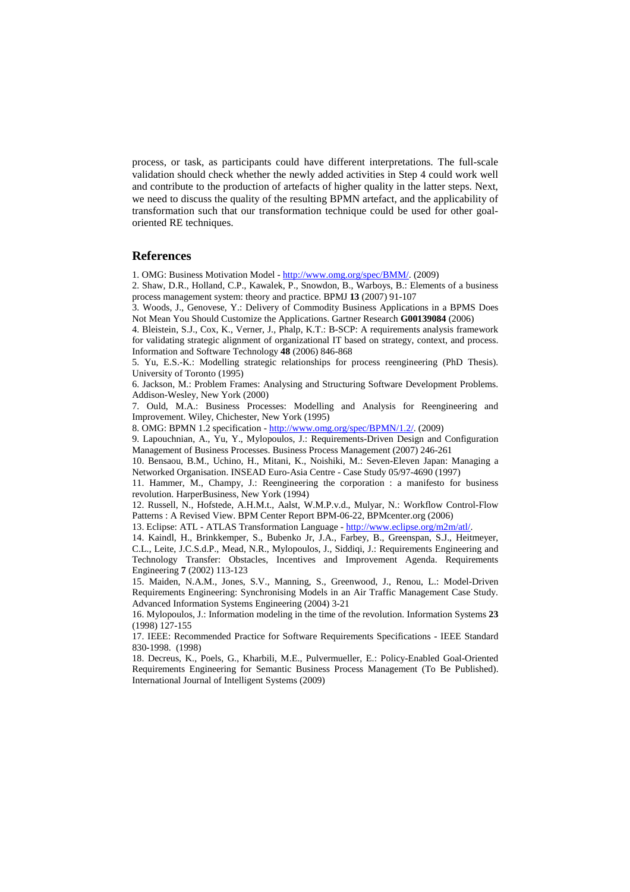process, or task, as participants could have different interpretations. The full-scale validation should check whether the newly added activities in Step 4 could work well and contribute to the production of artefacts of higher quality in the latter steps. Next, we need to discuss the quality of the resulting BPMN artefact, and the applicability of transformation such that our transformation technique could be used for other goal-oriented RE techniques.

## References

1. OMG: Business Motivation Model - http://www.omg.org/spec/BMM/. (2009)
2. Shaw, D.R., Holland, C.P., Kawalek, P., Snowdon, B., Warboys, B.: Elements of a business process management system: theory and practice. BPMJ **13** (2007) 91-107
3. Woods, J., Genovese, Y.: Delivery of Commodity Business Applications in a BPMS Does Not Mean You Should Customize the Applications. Gartner Research **G00139084** (2006)
4. Bleistein, S.J., Cox, K., Verner, J., Phalp, K.T.: B-SCP: A requirements analysis framework for validating strategic alignment of organizational IT based on strategy, context, and process. Information and Software Technology **48** (2006) 846-868
5. Yu, E.S.-K.: Modelling strategic relationships for process reengineering (PhD Thesis). University of Toronto (1995)
6. Jackson, M.: Problem Frames: Analysing and Structuring Software Development Problems. Addison-Wesley, New York (2000)
7. Ould, M.A.: Business Processes: Modelling and Analysis for Reengineering and Improvement. Wiley, Chichester, New York (1995)
8. OMG: BPMN 1.2 specification - http://www.omg.org/spec/BPMN/1.2/. (2009)
9. Lapouchnian, A., Yu, Y., Mylopoulos, J.: Requirements-Driven Design and Configuration Management of Business Processes. Business Process Management (2007) 246-261
10. Bensaou, B.M., Uchino, H., Mitani, K., Noishiki, M.: Seven-Eleven Japan: Managing a Networked Organisation. INSEAD Euro-Asia Centre - Case Study 05/97-4690 (1997)
11. Hammer, M., Champy, J.: Reengineering the corporation : a manifesto for business revolution. HarperBusiness, New York (1994)
12. Russell, N., Hofstede, A.H.M.t., Aalst, W.M.P.v.d., Mulyar, N.: Workflow Control-Flow Patterns : A Revised View. BPM Center Report BPM-06-22, BPMcenter.org (2006)
13. Eclipse: ATL - ATLAS Transformation Language - http://www.eclipse.org/m2m/atl/.
14. Kaindl, H., Brinkkemper, S., Bubenko Jr, J.A., Farbey, B., Greenspan, S.J., Heitmeyer, C.L., Leite, J.C.S.d.P., Mead, N.R., Mylopoulos, J., Siddiqi, J.: Requirements Engineering and Technology Transfer: Obstacles, Incentives and Improvement Agenda. Requirements Engineering **7** (2002) 113-123
15. Maiden, N.A.M., Jones, S.V., Manning, S., Greenwood, J., Renou, L.: Model-Driven Requirements Engineering: Synchronising Models in an Air Traffic Management Case Study. Advanced Information Systems Engineering (2004) 3-21
16. Mylopoulos, J.: Information modeling in the time of the revolution. Information Systems **23** (1998) 127-155
17. IEEE: Recommended Practice for Software Requirements Specifications - IEEE Standard 830-1998. (1998)
18. Decreus, K., Poels, G., Kharbili, M.E., Pulvermueller, E.: Policy-Enabled Goal-Oriented Requirements Engineering for Semantic Business Process Management (To Be Published). International Journal of Intelligent Systems (2009)